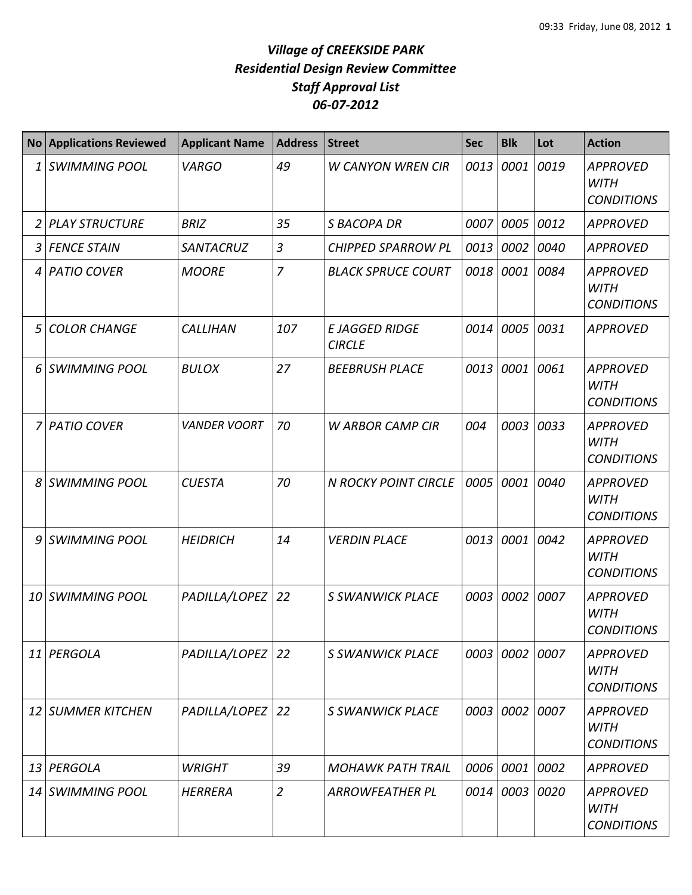# *Village of CREEKSIDE PARK*
## *Residential Design Review Committee*
## *Staff Approval List*
## *06-07-2012*

| No | Applications Reviewed | Applicant Name | Address | Street | Sec | Blk | Lot | Action |
|---|---|---|---|---|---|---|---|---|
| 1 | *SWIMMING POOL* | *VARGO* | *49* | *W CANYON WREN CIR* | *0013* | *0001* | *0019* | *APPROVED WITH CONDITIONS* |
| 2 | *PLAY STRUCTURE* | *BRIZ* | *35* | *S BACOPA DR* | *0007* | *0005* | *0012* | *APPROVED* |
| 3 | *FENCE STAIN* | *SANTACRUZ* | *3* | *CHIPPED SPARROW PL* | *0013* | *0002* | *0040* | *APPROVED* |
| 4 | *PATIO COVER* | *MOORE* | *7* | *BLACK SPRUCE COURT* | *0018* | *0001* | *0084* | *APPROVED WITH CONDITIONS* |
| 5 | *COLOR CHANGE* | *CALLIHAN* | *107* | *E JAGGED RIDGE CIRCLE* | *0014* | *0005* | *0031* | *APPROVED* |
| 6 | *SWIMMING POOL* | *BULOX* | *27* | *BEEBRUSH PLACE* | *0013* | *0001* | *0061* | *APPROVED WITH CONDITIONS* |
| 7 | *PATIO COVER* | *VANDER VOORT* | *70* | *W ARBOR CAMP CIR* | *004* | *0003* | *0033* | *APPROVED WITH CONDITIONS* |
| 8 | *SWIMMING POOL* | *CUESTA* | *70* | *N ROCKY POINT CIRCLE* | *0005* | *0001* | *0040* | *APPROVED WITH CONDITIONS* |
| 9 | *SWIMMING POOL* | *HEIDRICH* | *14* | *VERDIN PLACE* | *0013* | *0001* | *0042* | *APPROVED WITH CONDITIONS* |
| 10 | *SWIMMING POOL* | *PADILLA/LOPEZ* | *22* | *S SWANWICK PLACE* | *0003* | *0002* | *0007* | *APPROVED WITH CONDITIONS* |
| 11 | *PERGOLA* | *PADILLA/LOPEZ* | *22* | *S SWANWICK PLACE* | *0003* | *0002* | *0007* | *APPROVED WITH CONDITIONS* |
| 12 | *SUMMER KITCHEN* | *PADILLA/LOPEZ* | *22* | *S SWANWICK PLACE* | *0003* | *0002* | *0007* | *APPROVED WITH CONDITIONS* |
| 13 | *PERGOLA* | *WRIGHT* | *39* | *MOHAWK PATH TRAIL* | *0006* | *0001* | *0002* | *APPROVED* |
| 14 | *SWIMMING POOL* | *HERRERA* | *2* | *ARROWFEATHER PL* | *0014* | *0003* | *0020* | *APPROVED WITH CONDITIONS* |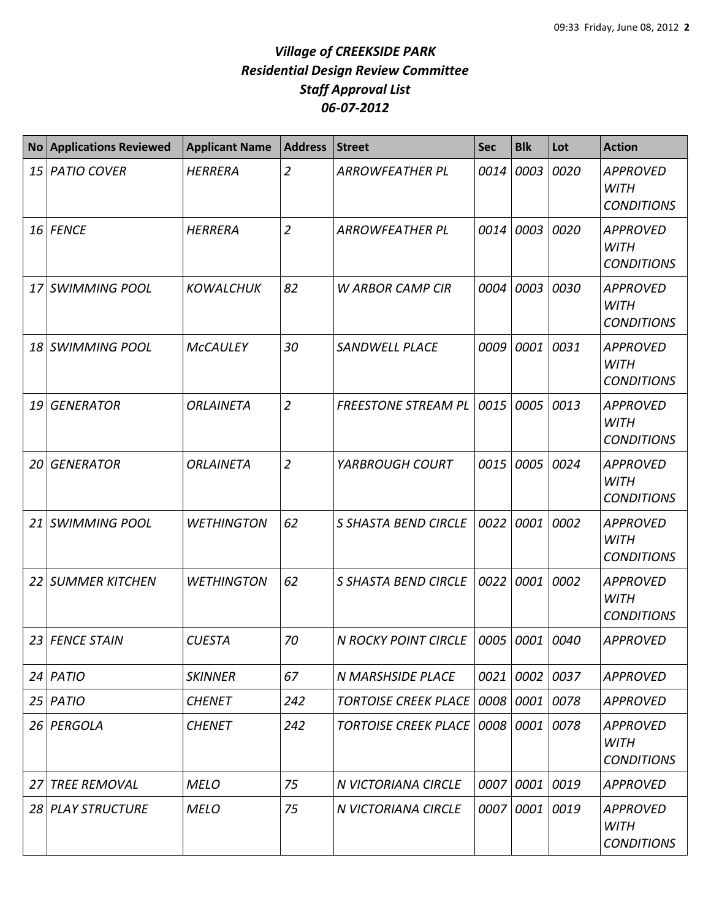# *Village of CREEKSIDE PARK*
# *Residential Design Review Committee*
# *Staff Approval List*
# *06-07-2012*

| No | Applications Reviewed | Applicant Name | Address | Street | Sec | Blk | Lot | Action |
|---|---|---|---|---|---|---|---|---|
| 15 | PATIO COVER | HERRERA | 2 | ARROWFEATHER PL | 0014 | 0003 | 0020 | APPROVED WITH CONDITIONS |
| 16 | FENCE | HERRERA | 2 | ARROWFEATHER PL | 0014 | 0003 | 0020 | APPROVED WITH CONDITIONS |
| 17 | SWIMMING POOL | KOWALCHUK | 82 | W ARBOR CAMP CIR | 0004 | 0003 | 0030 | APPROVED WITH CONDITIONS |
| 18 | SWIMMING POOL | McCAULEY | 30 | SANDWELL PLACE | 0009 | 0001 | 0031 | APPROVED WITH CONDITIONS |
| 19 | GENERATOR | ORLAINETA | 2 | FREESTONE STREAM PL | 0015 | 0005 | 0013 | APPROVED WITH CONDITIONS |
| 20 | GENERATOR | ORLAINETA | 2 | YARBROUGH COURT | 0015 | 0005 | 0024 | APPROVED WITH CONDITIONS |
| 21 | SWIMMING POOL | WETHINGTON | 62 | S SHASTA BEND CIRCLE | 0022 | 0001 | 0002 | APPROVED WITH CONDITIONS |
| 22 | SUMMER KITCHEN | WETHINGTON | 62 | S SHASTA BEND CIRCLE | 0022 | 0001 | 0002 | APPROVED WITH CONDITIONS |
| 23 | FENCE STAIN | CUESTA | 70 | N ROCKY POINT CIRCLE | 0005 | 0001 | 0040 | APPROVED |
| 24 | PATIO | SKINNER | 67 | N MARSHSIDE PLACE | 0021 | 0002 | 0037 | APPROVED |
| 25 | PATIO | CHENET | 242 | TORTOISE CREEK PLACE | 0008 | 0001 | 0078 | APPROVED |
| 26 | PERGOLA | CHENET | 242 | TORTOISE CREEK PLACE | 0008 | 0001 | 0078 | APPROVED WITH CONDITIONS |
| 27 | TREE REMOVAL | MELO | 75 | N VICTORIANA CIRCLE | 0007 | 0001 | 0019 | APPROVED |
| 28 | PLAY STRUCTURE | MELO | 75 | N VICTORIANA CIRCLE | 0007 | 0001 | 0019 | APPROVED WITH CONDITIONS |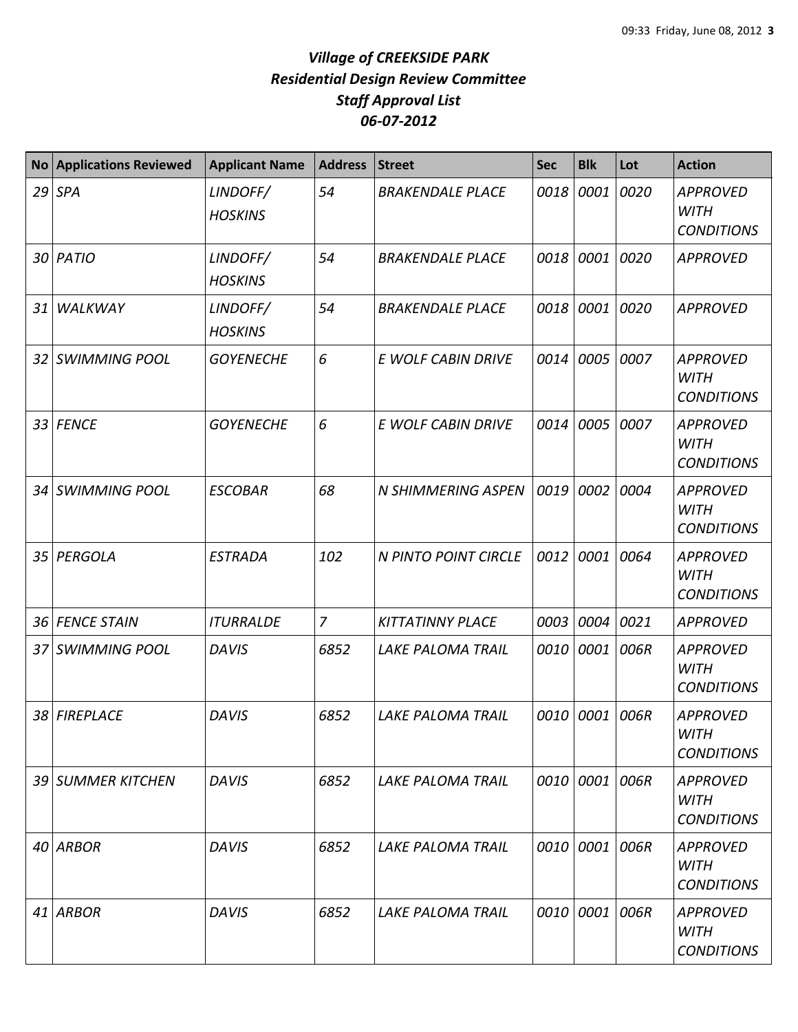# *Village of CREEKSIDE PARK*
## *Residential Design Review Committee*
## *Staff Approval List*
## *06-07-2012*

| No | Applications Reviewed | Applicant Name | Address | Street | Sec | Blk | Lot | Action |
|---|---|---|---|---|---|---|---|---|
| *29* | *SPA* | *LINDOFF/ HOSKINS* | *54* | *BRAKENDALE PLACE* | *0018* | *0001* | *0020* | *APPROVED WITH CONDITIONS* |
| *30* | *PATIO* | *LINDOFF/ HOSKINS* | *54* | *BRAKENDALE PLACE* | *0018* | *0001* | *0020* | *APPROVED* |
| *31* | *WALKWAY* | *LINDOFF/ HOSKINS* | *54* | *BRAKENDALE PLACE* | *0018* | *0001* | *0020* | *APPROVED* |
| *32* | *SWIMMING POOL* | *GOYENECHE* | *6* | *E WOLF CABIN DRIVE* | *0014* | *0005* | *0007* | *APPROVED WITH CONDITIONS* |
| *33* | *FENCE* | *GOYENECHE* | *6* | *E WOLF CABIN DRIVE* | *0014* | *0005* | *0007* | *APPROVED WITH CONDITIONS* |
| *34* | *SWIMMING POOL* | *ESCOBAR* | *68* | *N SHIMMERING ASPEN* | *0019* | *0002* | *0004* | *APPROVED WITH CONDITIONS* |
| *35* | *PERGOLA* | *ESTRADA* | *102* | *N PINTO POINT CIRCLE* | *0012* | *0001* | *0064* | *APPROVED WITH CONDITIONS* |
| *36* | *FENCE STAIN* | *ITURRALDE* | *7* | *KITTATINNY PLACE* | *0003* | *0004* | *0021* | *APPROVED* |
| *37* | *SWIMMING POOL* | *DAVIS* | *6852* | *LAKE PALOMA TRAIL* | *0010* | *0001* | *006R* | *APPROVED WITH CONDITIONS* |
| *38* | *FIREPLACE* | *DAVIS* | *6852* | *LAKE PALOMA TRAIL* | *0010* | *0001* | *006R* | *APPROVED WITH CONDITIONS* |
| *39* | *SUMMER KITCHEN* | *DAVIS* | *6852* | *LAKE PALOMA TRAIL* | *0010* | *0001* | *006R* | *APPROVED WITH CONDITIONS* |
| *40* | *ARBOR* | *DAVIS* | *6852* | *LAKE PALOMA TRAIL* | *0010* | *0001* | *006R* | *APPROVED WITH CONDITIONS* |
| *41* | *ARBOR* | *DAVIS* | *6852* | *LAKE PALOMA TRAIL* | *0010* | *0001* | *006R* | *APPROVED WITH CONDITIONS* |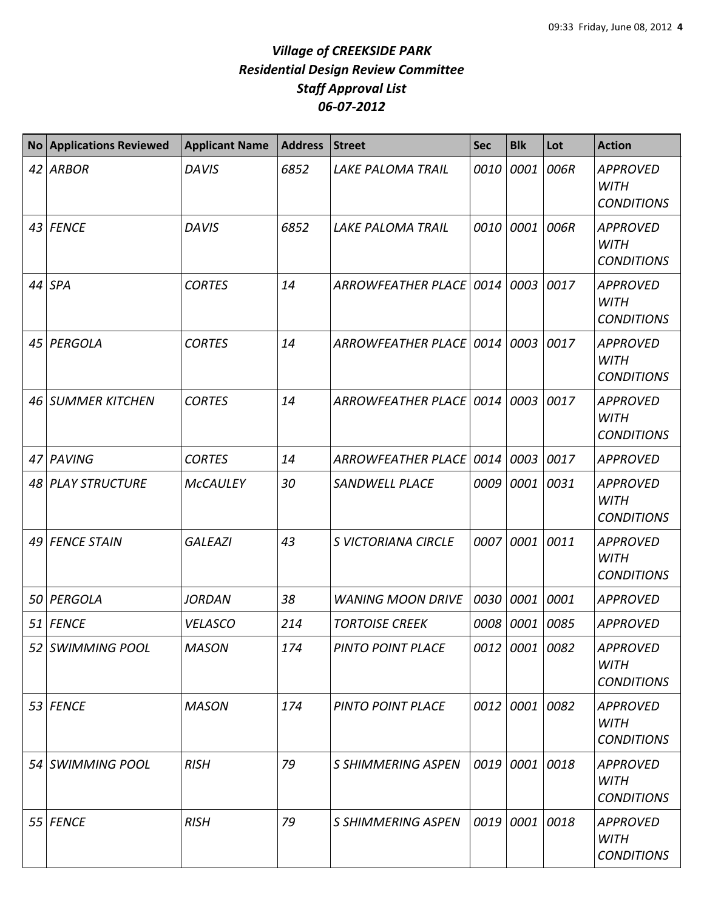# *Village of CREEKSIDE PARK*
## *Residential Design Review Committee*
## *Staff Approval List*
## *06-07-2012*

| No | Applications Reviewed | Applicant Name | Address | Street | Sec | Blk | Lot | Action |
|---|---|---|---|---|---|---|---|---|
| *42* | *ARBOR* | *DAVIS* | *6852* | *LAKE PALOMA TRAIL* | *0010* | *0001* | *006R* | *APPROVED WITH CONDITIONS* |
| *43* | *FENCE* | *DAVIS* | *6852* | *LAKE PALOMA TRAIL* | *0010* | *0001* | *006R* | *APPROVED WITH CONDITIONS* |
| *44* | *SPA* | *CORTES* | *14* | *ARROWFEATHER PLACE* | *0014* | *0003* | *0017* | *APPROVED WITH CONDITIONS* |
| *45* | *PERGOLA* | *CORTES* | *14* | *ARROWFEATHER PLACE* | *0014* | *0003* | *0017* | *APPROVED WITH CONDITIONS* |
| *46* | *SUMMER KITCHEN* | *CORTES* | *14* | *ARROWFEATHER PLACE* | *0014* | *0003* | *0017* | *APPROVED WITH CONDITIONS* |
| *47* | *PAVING* | *CORTES* | *14* | *ARROWFEATHER PLACE* | *0014* | *0003* | *0017* | *APPROVED* |
| *48* | *PLAY STRUCTURE* | *McCAULEY* | *30* | *SANDWELL PLACE* | *0009* | *0001* | *0031* | *APPROVED WITH CONDITIONS* |
| *49* | *FENCE STAIN* | *GALEAZI* | *43* | *S VICTORIANA CIRCLE* | *0007* | *0001* | *0011* | *APPROVED WITH CONDITIONS* |
| *50* | *PERGOLA* | *JORDAN* | *38* | *WANING MOON DRIVE* | *0030* | *0001* | *0001* | *APPROVED* |
| *51* | *FENCE* | *VELASCO* | *214* | *TORTOISE CREEK* | *0008* | *0001* | *0085* | *APPROVED* |
| *52* | *SWIMMING POOL* | *MASON* | *174* | *PINTO POINT PLACE* | *0012* | *0001* | *0082* | *APPROVED WITH CONDITIONS* |
| *53* | *FENCE* | *MASON* | *174* | *PINTO POINT PLACE* | *0012* | *0001* | *0082* | *APPROVED WITH CONDITIONS* |
| *54* | *SWIMMING POOL* | *RISH* | *79* | *S SHIMMERING ASPEN* | *0019* | *0001* | *0018* | *APPROVED WITH CONDITIONS* |
| *55* | *FENCE* | *RISH* | *79* | *S SHIMMERING ASPEN* | *0019* | *0001* | *0018* | *APPROVED WITH CONDITIONS* |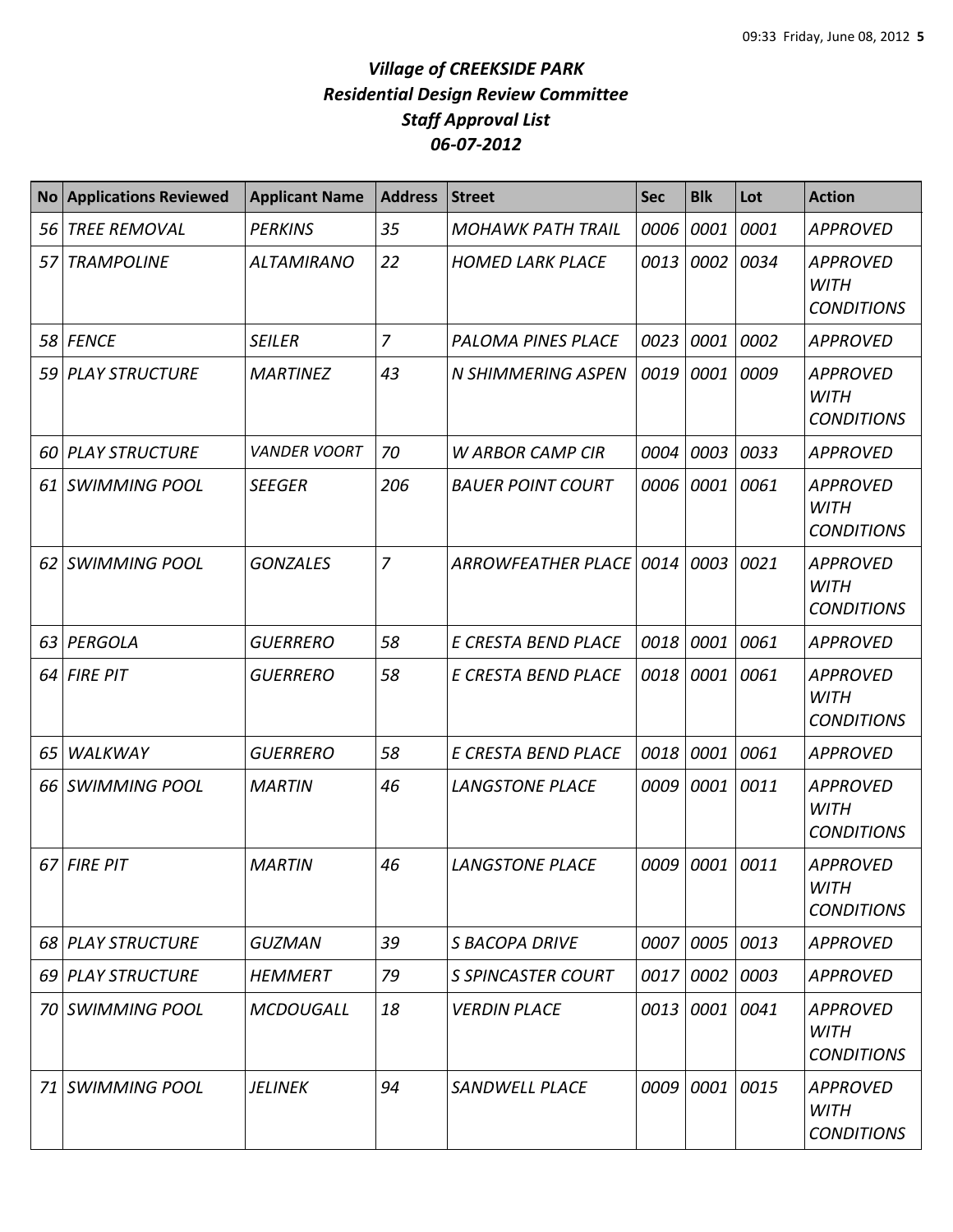# *Village of CREEKSIDE PARK*
## *Residential Design Review Committee*
## *Staff Approval List*
## *06-07-2012*

| No | Applications Reviewed | Applicant Name | Address | Street | Sec | Blk | Lot | Action |
|---|---|---|---|---|---|---|---|---|
| 56 | TREE REMOVAL | PERKINS | 35 | MOHAWK PATH TRAIL | 0006 | 0001 | 0001 | APPROVED |
| 57 | TRAMPOLINE | ALTAMIRANO | 22 | HOMED LARK PLACE | 0013 | 0002 | 0034 | APPROVED WITH CONDITIONS |
| 58 | FENCE | SEILER | 7 | PALOMA PINES PLACE | 0023 | 0001 | 0002 | APPROVED |
| 59 | PLAY STRUCTURE | MARTINEZ | 43 | N SHIMMERING ASPEN | 0019 | 0001 | 0009 | APPROVED WITH CONDITIONS |
| 60 | PLAY STRUCTURE | VANDER VOORT | 70 | W ARBOR CAMP CIR | 0004 | 0003 | 0033 | APPROVED |
| 61 | SWIMMING POOL | SEEGER | 206 | BAUER POINT COURT | 0006 | 0001 | 0061 | APPROVED WITH CONDITIONS |
| 62 | SWIMMING POOL | GONZALES | 7 | ARROWFEATHER PLACE | 0014 | 0003 | 0021 | APPROVED WITH CONDITIONS |
| 63 | PERGOLA | GUERRERO | 58 | E CRESTA BEND PLACE | 0018 | 0001 | 0061 | APPROVED |
| 64 | FIRE PIT | GUERRERO | 58 | E CRESTA BEND PLACE | 0018 | 0001 | 0061 | APPROVED WITH CONDITIONS |
| 65 | WALKWAY | GUERRERO | 58 | E CRESTA BEND PLACE | 0018 | 0001 | 0061 | APPROVED |
| 66 | SWIMMING POOL | MARTIN | 46 | LANGSTONE PLACE | 0009 | 0001 | 0011 | APPROVED WITH CONDITIONS |
| 67 | FIRE PIT | MARTIN | 46 | LANGSTONE PLACE | 0009 | 0001 | 0011 | APPROVED WITH CONDITIONS |
| 68 | PLAY STRUCTURE | GUZMAN | 39 | S BACOPA DRIVE | 0007 | 0005 | 0013 | APPROVED |
| 69 | PLAY STRUCTURE | HEMMERT | 79 | S SPINCASTER COURT | 0017 | 0002 | 0003 | APPROVED |
| 70 | SWIMMING POOL | MCDOUGALL | 18 | VERDIN PLACE | 0013 | 0001 | 0041 | APPROVED WITH CONDITIONS |
| 71 | SWIMMING POOL | JELINEK | 94 | SANDWELL PLACE | 0009 | 0001 | 0015 | APPROVED WITH CONDITIONS |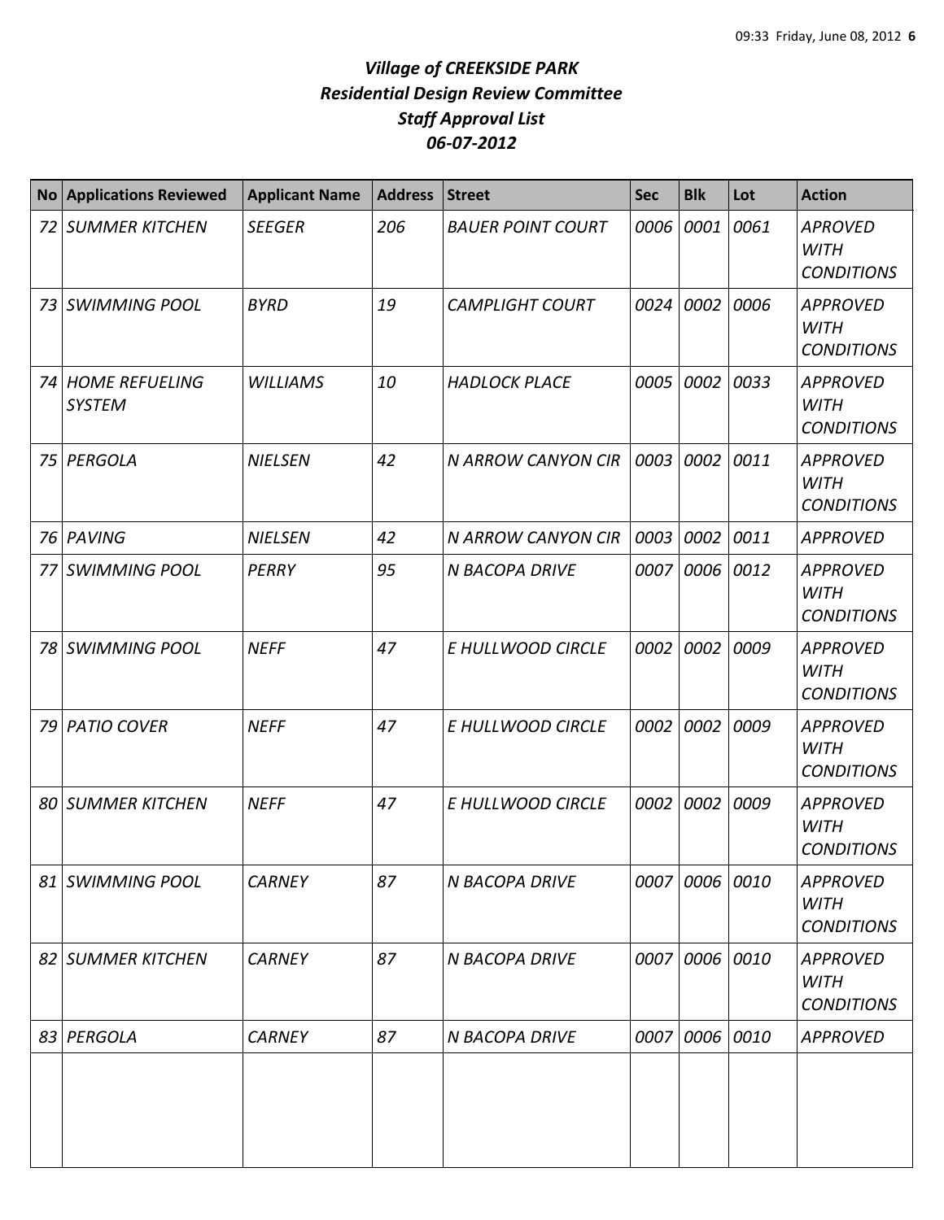# *Village of CREEKSIDE PARK*
# *Residential Design Review Committee*
# *Staff Approval List*
# *06-07-2012*

| No | Applications Reviewed | Applicant Name | Address | Street | Sec | Blk | Lot | Action |
|---|---|---|---|---|---|---|---|---|
| 72 | SUMMER KITCHEN | SEEGER | 206 | BAUER POINT COURT | 0006 | 0001 | 0061 | APROVED WITH CONDITIONS |
| 73 | SWIMMING POOL | BYRD | 19 | CAMPLIGHT COURT | 0024 | 0002 | 0006 | APPROVED WITH CONDITIONS |
| 74 | HOME REFUELING SYSTEM | WILLIAMS | 10 | HADLOCK PLACE | 0005 | 0002 | 0033 | APPROVED WITH CONDITIONS |
| 75 | PERGOLA | NIELSEN | 42 | N ARROW CANYON CIR | 0003 | 0002 | 0011 | APPROVED WITH CONDITIONS |
| 76 | PAVING | NIELSEN | 42 | N ARROW CANYON CIR | 0003 | 0002 | 0011 | APPROVED |
| 77 | SWIMMING POOL | PERRY | 95 | N BACOPA DRIVE | 0007 | 0006 | 0012 | APPROVED WITH CONDITIONS |
| 78 | SWIMMING POOL | NEFF | 47 | E HULLWOOD CIRCLE | 0002 | 0002 | 0009 | APPROVED WITH CONDITIONS |
| 79 | PATIO COVER | NEFF | 47 | E HULLWOOD CIRCLE | 0002 | 0002 | 0009 | APPROVED WITH CONDITIONS |
| 80 | SUMMER KITCHEN | NEFF | 47 | E HULLWOOD CIRCLE | 0002 | 0002 | 0009 | APPROVED WITH CONDITIONS |
| 81 | SWIMMING POOL | CARNEY | 87 | N BACOPA DRIVE | 0007 | 0006 | 0010 | APPROVED WITH CONDITIONS |
| 82 | SUMMER KITCHEN | CARNEY | 87 | N BACOPA DRIVE | 0007 | 0006 | 0010 | APPROVED WITH CONDITIONS |
| 83 | PERGOLA | CARNEY | 87 | N BACOPA DRIVE | 0007 | 0006 | 0010 | APPROVED |
| | | | | | | | | |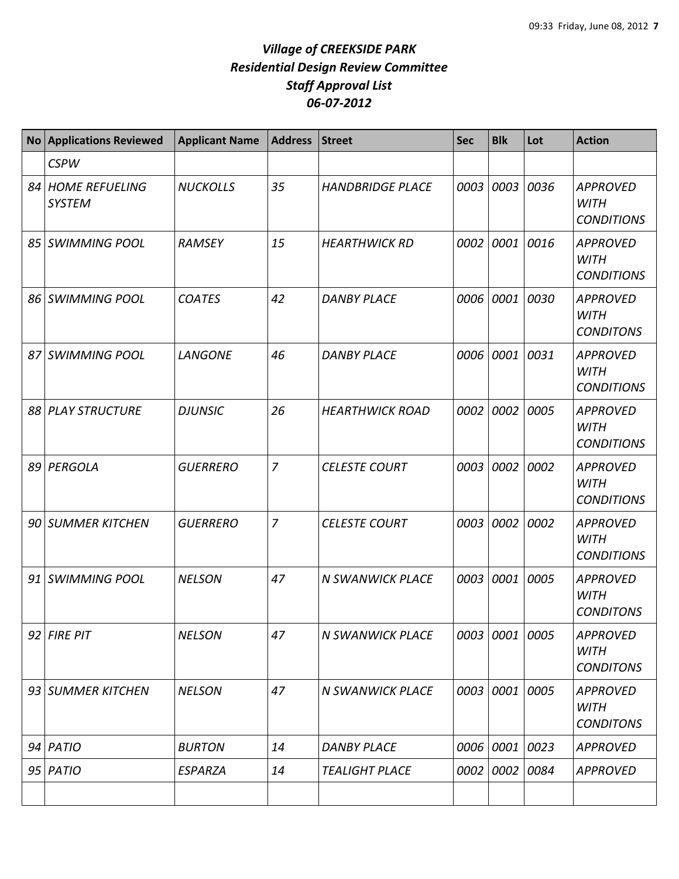# *Village of CREEKSIDE PARK*
## *Residential Design Review Committee*
## *Staff Approval List*
## *06-07-2012*

| No | Applications Reviewed | Applicant Name | Address | Street | Sec | Blk | Lot | Action |
|---|---|---|---|---|---|---|---|---|
| | *CSPW* | | | | | | | |
| *84* | *HOME REFUELING SYSTEM* | *NUCKOLLS* | *35* | *HANDBRIDGE PLACE* | *0003* | *0003* | *0036* | *APPROVED WITH CONDITIONS* |
| *85* | *SWIMMING POOL* | *RAMSEY* | *15* | *HEARTHWICK RD* | *0002* | *0001* | *0016* | *APPROVED WITH CONDITIONS* |
| *86* | *SWIMMING POOL* | *COATES* | *42* | *DANBY PLACE* | *0006* | *0001* | *0030* | *APPROVED WITH CONDITONS* |
| *87* | *SWIMMING POOL* | *LANGONE* | *46* | *DANBY PLACE* | *0006* | *0001* | *0031* | *APPROVED WITH CONDITIONS* |
| *88* | *PLAY STRUCTURE* | *DJUNSIC* | *26* | *HEARTHWICK ROAD* | *0002* | *0002* | *0005* | *APPROVED WITH CONDITIONS* |
| *89* | *PERGOLA* | *GUERRERO* | *7* | *CELESTE COURT* | *0003* | *0002* | *0002* | *APPROVED WITH CONDITIONS* |
| *90* | *SUMMER KITCHEN* | *GUERRERO* | *7* | *CELESTE COURT* | *0003* | *0002* | *0002* | *APPROVED WITH CONDITIONS* |
| *91* | *SWIMMING POOL* | *NELSON* | *47* | *N SWANWICK PLACE* | *0003* | *0001* | *0005* | *APPROVED WITH CONDITONS* |
| *92* | *FIRE PIT* | *NELSON* | *47* | *N SWANWICK PLACE* | *0003* | *0001* | *0005* | *APPROVED WITH CONDITONS* |
| *93* | *SUMMER KITCHEN* | *NELSON* | *47* | *N SWANWICK PLACE* | *0003* | *0001* | *0005* | *APPROVED WITH CONDITONS* |
| *94* | *PATIO* | *BURTON* | *14* | *DANBY PLACE* | *0006* | *0001* | *0023* | *APPROVED* |
| *95* | *PATIO* | *ESPARZA* | *14* | *TEALIGHT PLACE* | *0002* | *0002* | *0084* | *APPROVED* |
| | | | | | | | | |